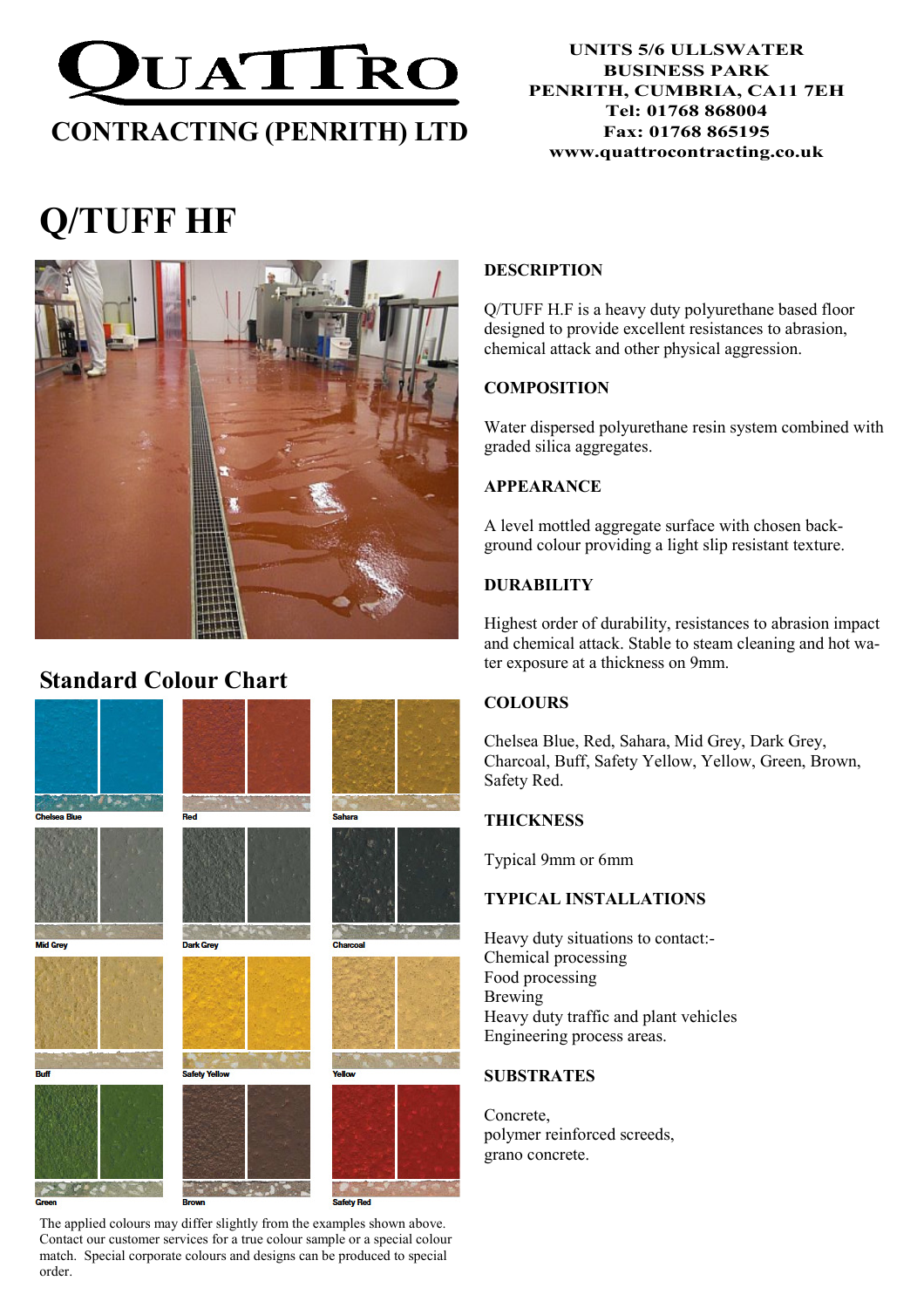# QUATTRO

**CONTRACTING (PENRITH) LTD**

**UNITS 5/6 ULLSWATER BUSINESS PARK**
**PENRITH, CUMBRIA, CA11 7EH**
**Tel: 01768 868004**
**Fax: 01768 865195**
**www.quattrocontracting.co.uk**

# Q/TUFF HF

## Standard Colour Chart

Chelsea Blue, Red, Sahara, Mid Grey, Dark Grey, Charcoal, Buff, Safety Yellow, Yellow, Green, Brown, Safety Red

The applied colours may differ slightly from the examples shown above. Contact our customer services for a true colour sample or a special colour match. Special corporate colours and designs can be produced to special order.

### DESCRIPTION

Q/TUFF H.F is a heavy duty polyurethane based floor designed to provide excellent resistances to abrasion, chemical attack and other physical aggression.

### COMPOSITION

Water dispersed polyurethane resin system combined with graded silica aggregates.

### APPEARANCE

A level mottled aggregate surface with chosen back-ground colour providing a light slip resistant texture.

### DURABILITY

Highest order of durability, resistances to abrasion impact and chemical attack. Stable to steam cleaning and hot water exposure at a thickness on 9mm.

### COLOURS

Chelsea Blue, Red, Sahara, Mid Grey, Dark Grey, Charcoal, Buff, Safety Yellow, Yellow, Green, Brown, Safety Red.

### THICKNESS

Typical 9mm or 6mm

### TYPICAL INSTALLATIONS

Heavy duty situations to contact:-
Chemical processing
Food processing
Brewing
Heavy duty traffic and plant vehicles
Engineering process areas.

### SUBSTRATES

Concrete,
polymer reinforced screeds,
grano concrete.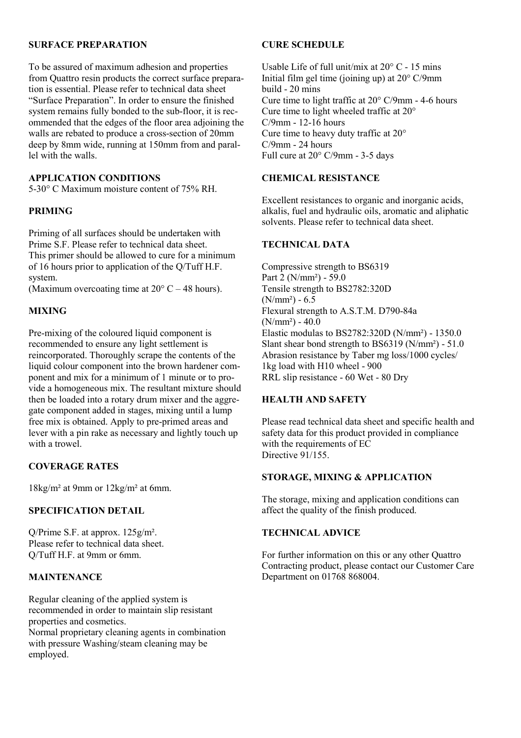## SURFACE PREPARATION

To be assured of maximum adhesion and properties from Quattro resin products the correct surface preparation is essential. Please refer to technical data sheet "Surface Preparation". In order to ensure the finished system remains fully bonded to the sub-floor, it is recommended that the edges of the floor area adjoining the walls are rebated to produce a cross-section of 20mm deep by 8mm wide, running at 150mm from and parallel with the walls.

## APPLICATION CONDITIONS

5-30° C Maximum moisture content of 75% RH.

## PRIMING

Priming of all surfaces should be undertaken with Prime S.F. Please refer to technical data sheet. This primer should be allowed to cure for a minimum of 16 hours prior to application of the Q/Tuff H.F. system.
(Maximum overcoating time at 20° C – 48 hours).

## MIXING

Pre-mixing of the coloured liquid component is recommended to ensure any light settlement is reincorporated. Thoroughly scrape the contents of the liquid colour component into the brown hardener component and mix for a minimum of 1 minute or to provide a homogeneous mix. The resultant mixture should then be loaded into a rotary drum mixer and the aggregate component added in stages, mixing until a lump free mix is obtained. Apply to pre-primed areas and lever with a pin rake as necessary and lightly touch up with a trowel.

## COVERAGE RATES

18kg/m² at 9mm or 12kg/m² at 6mm.

## SPECIFICATION DETAIL

Q/Prime S.F. at approx. 125g/m².
Please refer to technical data sheet.
Q/Tuff H.F. at 9mm or 6mm.

## MAINTENANCE

Regular cleaning of the applied system is recommended in order to maintain slip resistant properties and cosmetics.
Normal proprietary cleaning agents in combination with pressure Washing/steam cleaning may be employed.

## CURE SCHEDULE

Usable Life of full unit/mix at 20° C - 15 mins
Initial film gel time (joining up) at 20° C/9mm build - 20 mins
Cure time to light traffic at 20° C/9mm - 4-6 hours
Cure time to light wheeled traffic at 20° C/9mm - 12-16 hours
Cure time to heavy duty traffic at 20° C/9mm - 24 hours
Full cure at 20° C/9mm - 3-5 days

## CHEMICAL RESISTANCE

Excellent resistances to organic and inorganic acids, alkalis, fuel and hydraulic oils, aromatic and aliphatic solvents. Please refer to technical data sheet.

## TECHNICAL DATA

Compressive strength to BS6319 Part 2 (N/mm²) - 59.0
Tensile strength to BS2782:320D (N/mm²) - 6.5
Flexural strength to A.S.T.M. D790-84a (N/mm²) - 40.0
Elastic modulas to BS2782:320D (N/mm²) - 1350.0
Slant shear bond strength to BS6319 (N/mm²) - 51.0
Abrasion resistance by Taber mg loss/1000 cycles/1kg load with H10 wheel - 900
RRL slip resistance - 60 Wet - 80 Dry

## HEALTH AND SAFETY

Please read technical data sheet and specific health and safety data for this product provided in compliance with the requirements of EC Directive 91/155.

## STORAGE, MIXING & APPLICATION

The storage, mixing and application conditions can affect the quality of the finish produced.

## TECHNICAL ADVICE

For further information on this or any other Quattro Contracting product, please contact our Customer Care Department on 01768 868004.